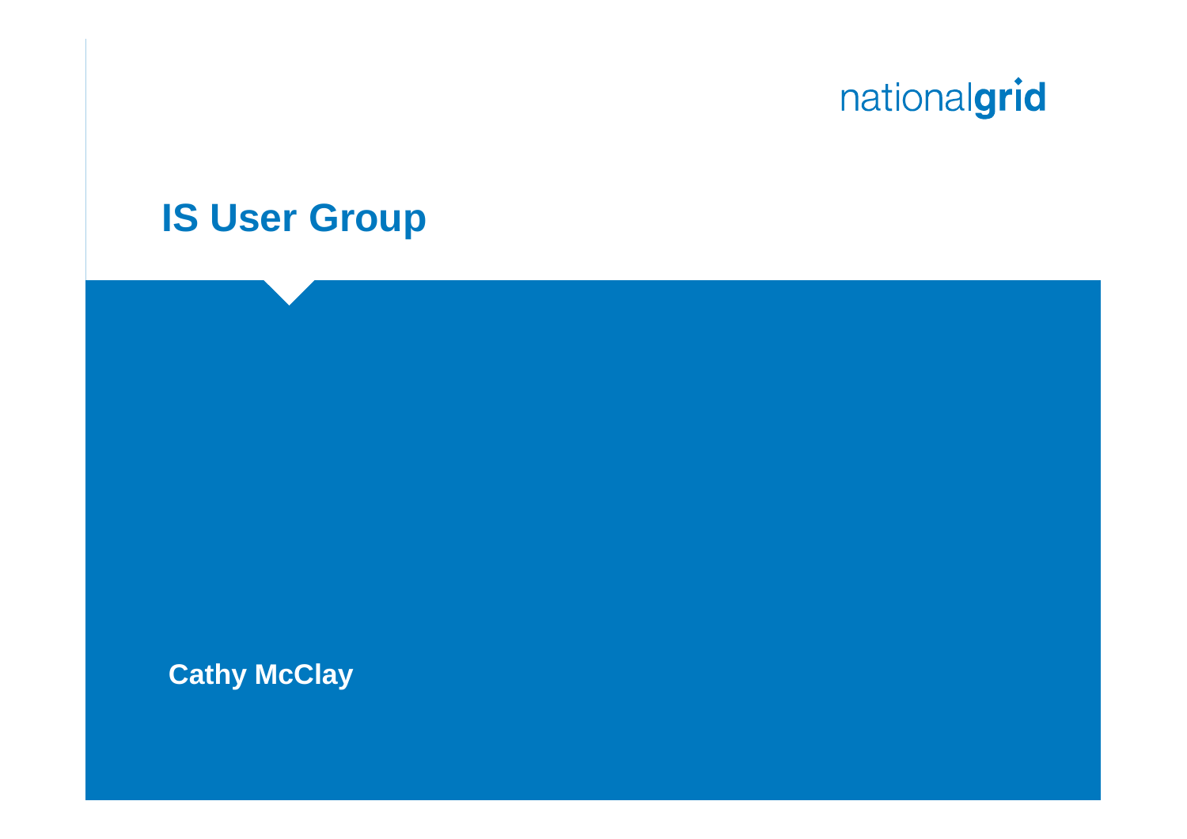nationalgrid

# IS User Group

**Cathy McClay**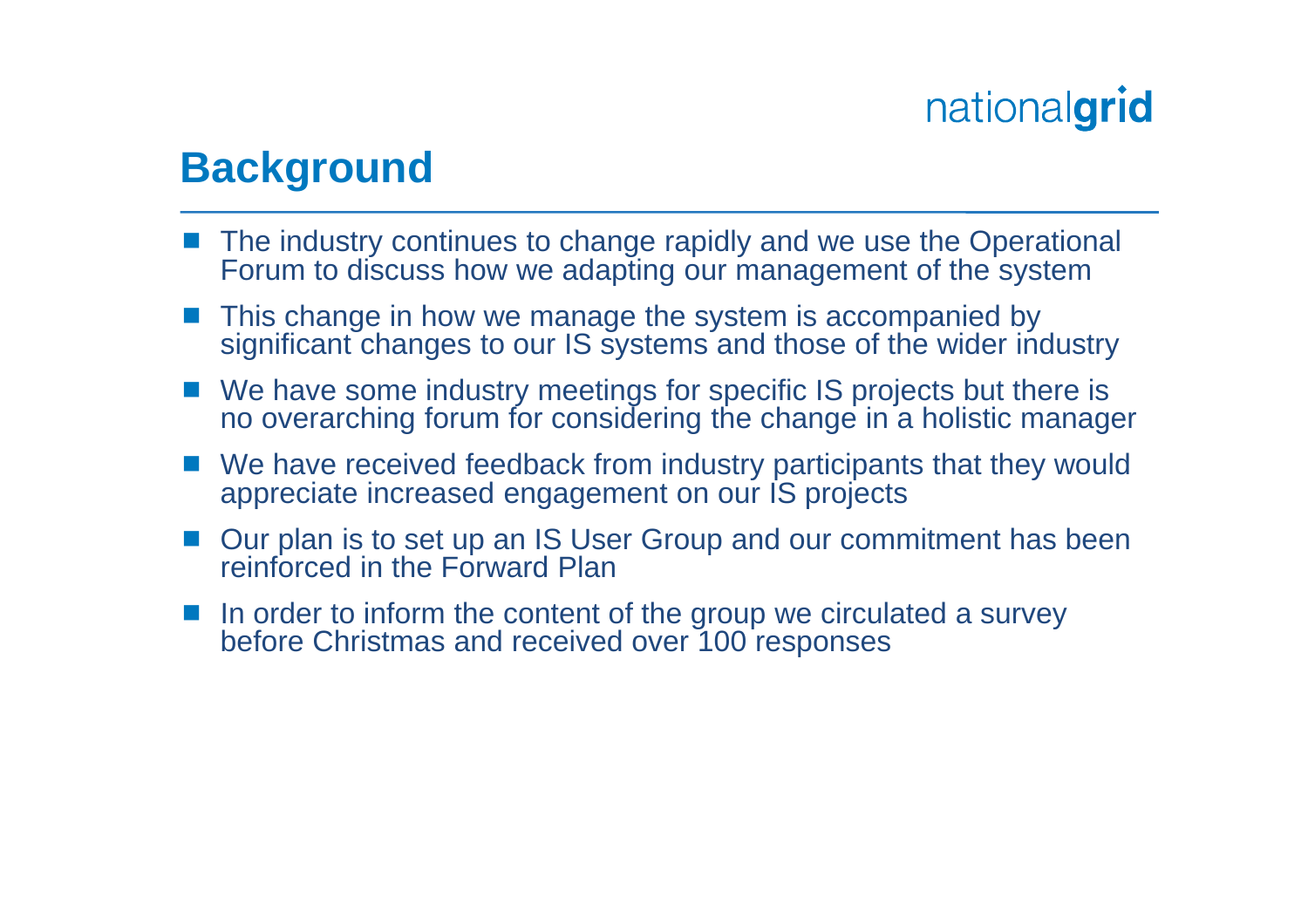## Background

- The industry continues to change rapidly and we use the Operational Forum to discuss how we adapting our management of the system
- This change in how we manage the system is accompanied by significant changes to our IS systems and those of the wider industry
- We have some industry meetings for specific IS projects but there is no overarching forum for considering the change in a holistic manager
- We have received feedback from industry participants that they would appreciate increased engagement on our IS projects
- Our plan is to set up an IS User Group and our commitment has been reinforced in the Forward Plan
- In order to inform the content of the group we circulated a survey before Christmas and received over 100 responses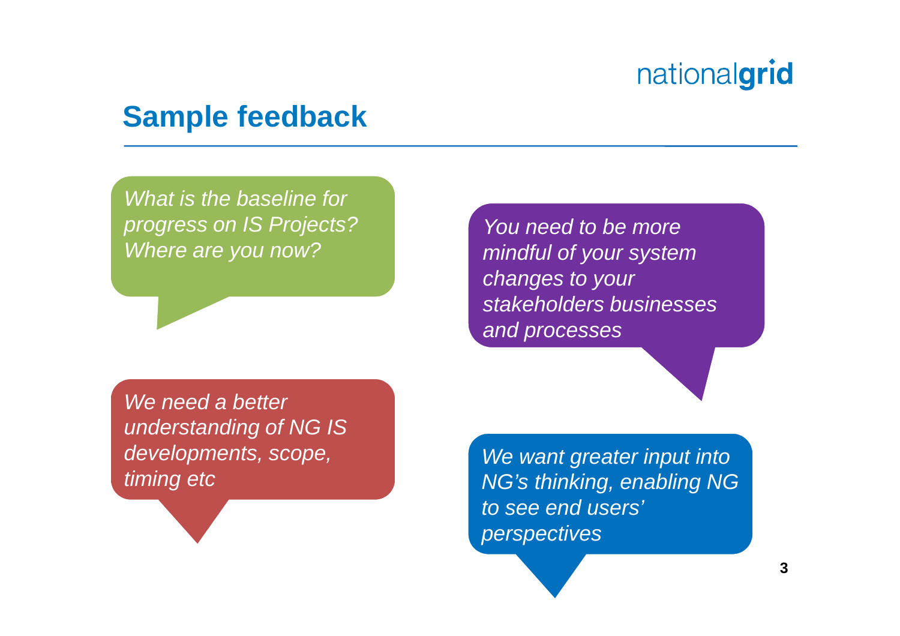## Sample feedback

*What is the baseline for progress on IS Projects? Where are you now?*

*You need to be more mindful of your system changes to your stakeholders businesses and processes*

*We need a better understanding of NG IS developments, scope, timing etc*

*We want greater input into NG's thinking, enabling NG to see end users' perspectives*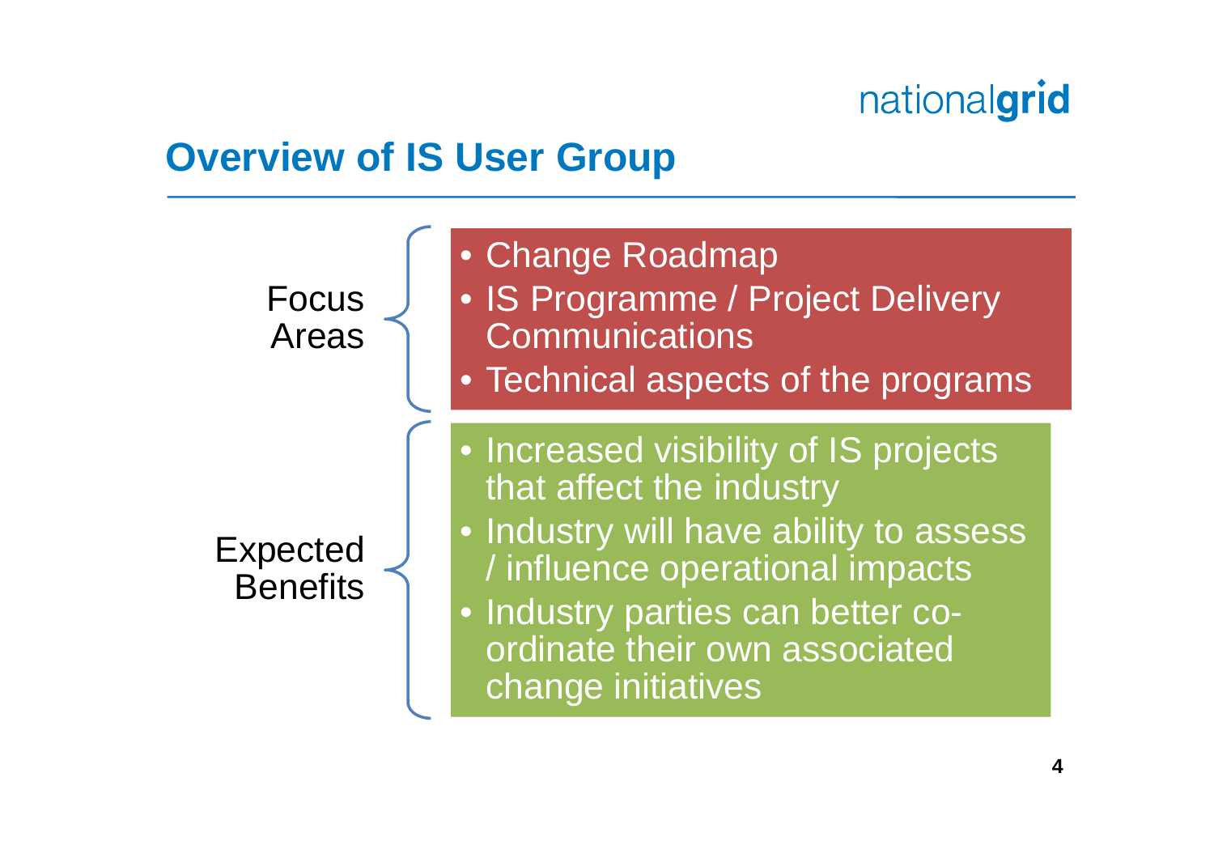# Overview of IS User Group

**Focus Areas**

- Change Roadmap
- IS Programme / Project Delivery Communications
- Technical aspects of the programs

**Expected Benefits**

- Increased visibility of IS projects that affect the industry
- Industry will have ability to assess / influence operational impacts
- Industry parties can better co-ordinate their own associated change initiatives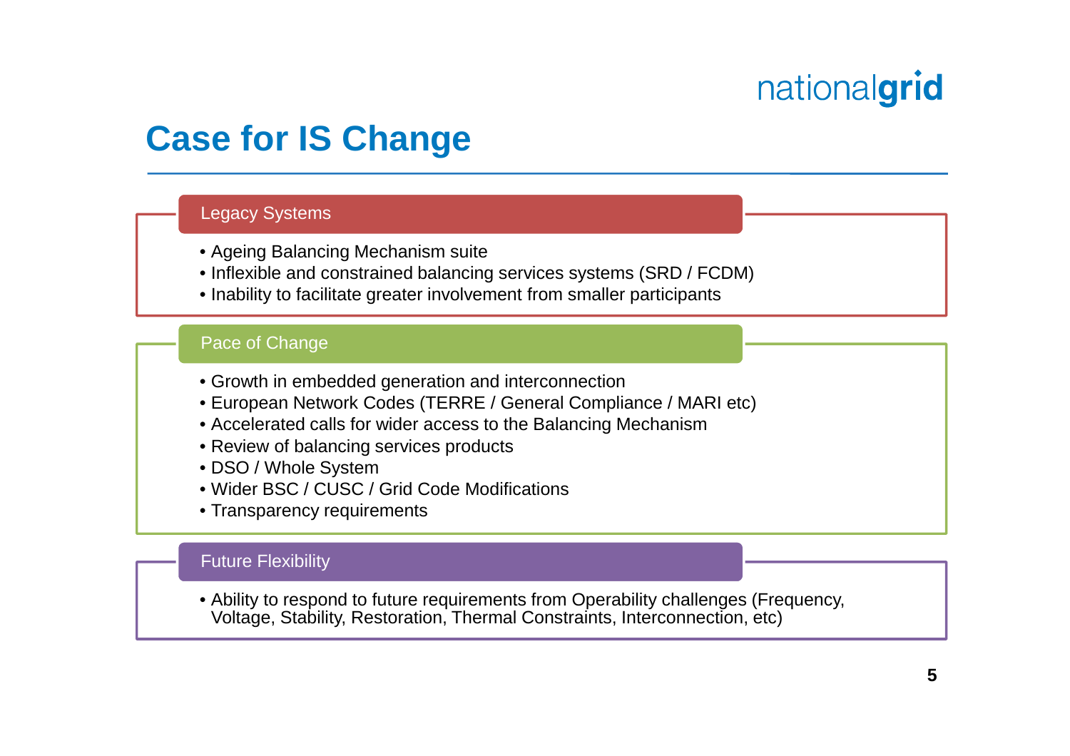# Case for IS Change

## Legacy Systems

- Ageing Balancing Mechanism suite
- Inflexible and constrained balancing services systems (SRD / FCDM)
- Inability to facilitate greater involvement from smaller participants

## Pace of Change

- Growth in embedded generation and interconnection
- European Network Codes (TERRE / General Compliance / MARI etc)
- Accelerated calls for wider access to the Balancing Mechanism
- Review of balancing services products
- DSO / Whole System
- Wider BSC / CUSC / Grid Code Modifications
- Transparency requirements

## Future Flexibility

- Ability to respond to future requirements from Operability challenges (Frequency, Voltage, Stability, Restoration, Thermal Constraints, Interconnection, etc)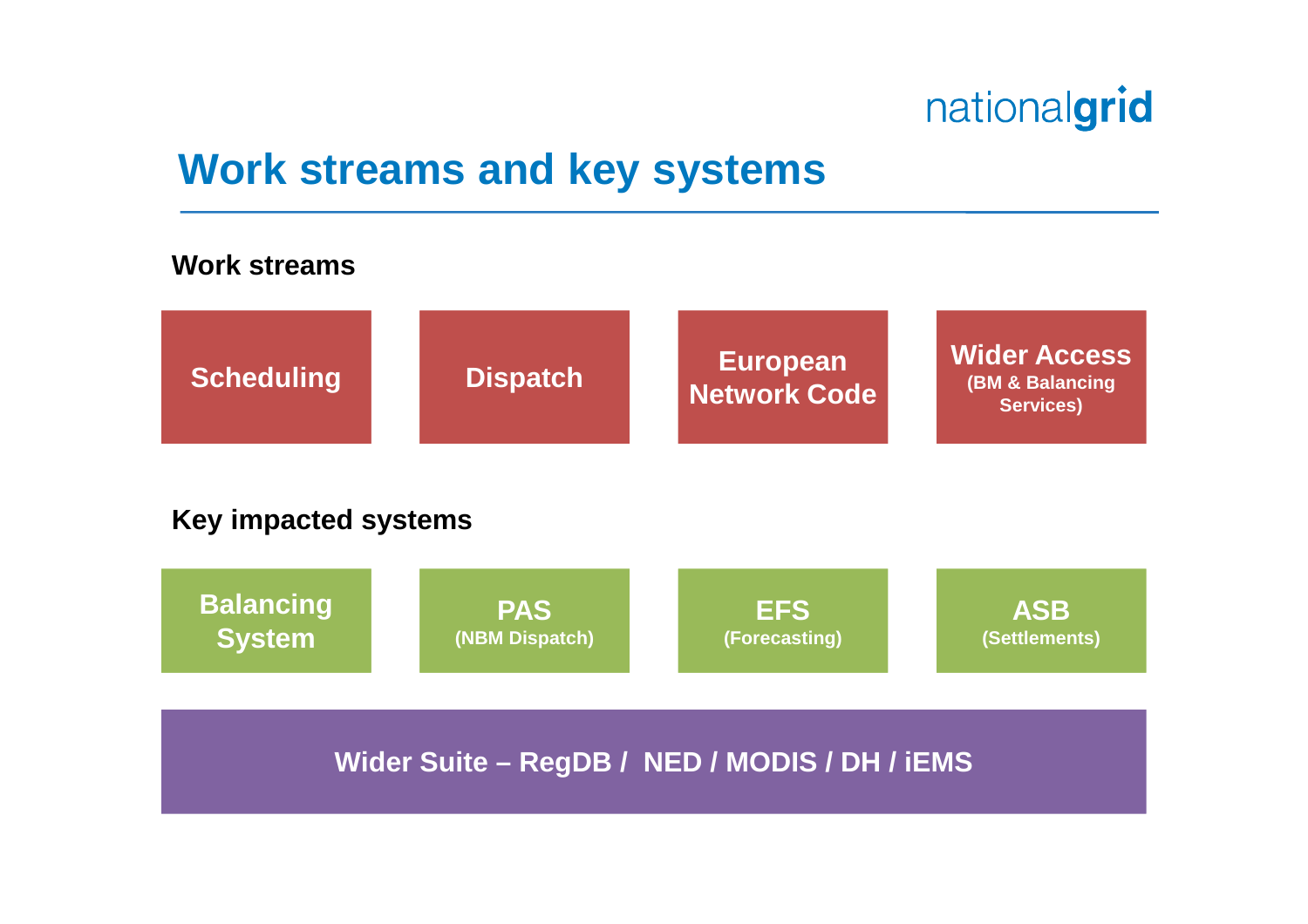# Work streams and key systems

### Work streams

- Scheduling
- Dispatch
- European Network Code
- Wider Access (BM & Balancing Services)

### Key impacted systems

- Balancing System
- PAS (NBM Dispatch)
- EFS (Forecasting)
- ASB (Settlements)

Wider Suite – RegDB / NED / MODIS / DH / iEMS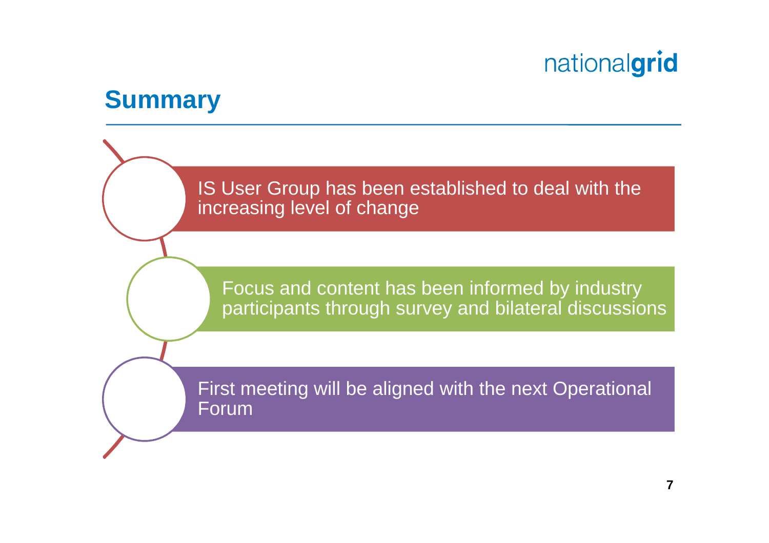# Summary

- IS User Group has been established to deal with the increasing level of change
- Focus and content has been informed by industry participants through survey and bilateral discussions
- First meeting will be aligned with the next Operational Forum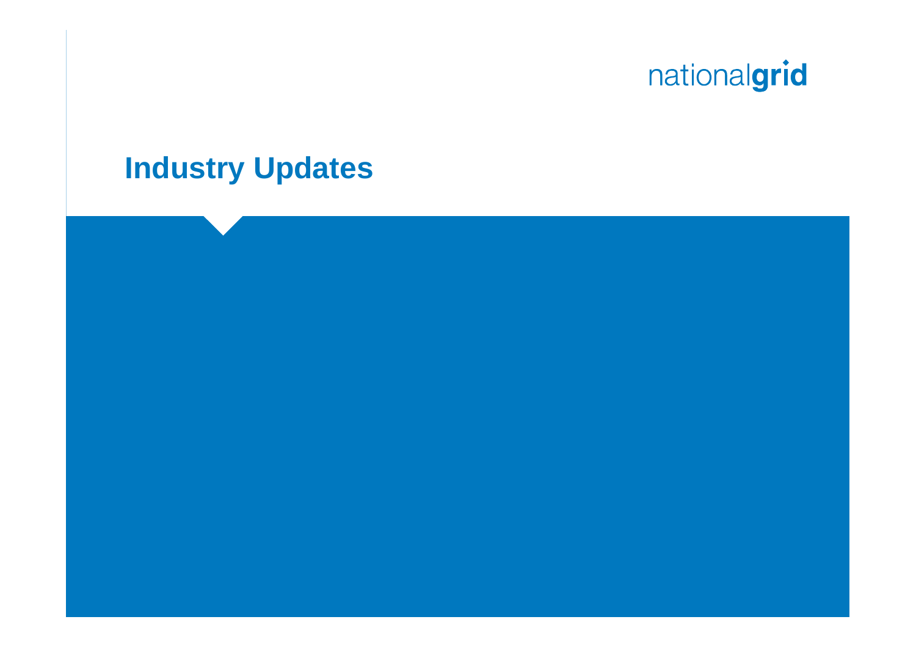nationalgrid

# Industry Updates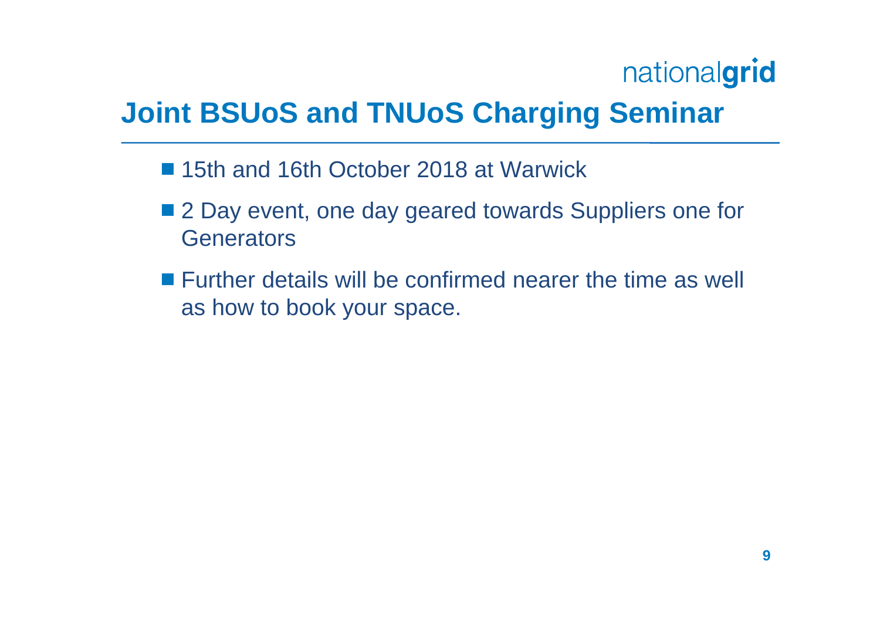# Joint BSUoS and TNUoS Charging Seminar

- 15th and 16th October 2018 at Warwick
- 2 Day event, one day geared towards Suppliers one for Generators
- Further details will be confirmed nearer the time as well as how to book your space.